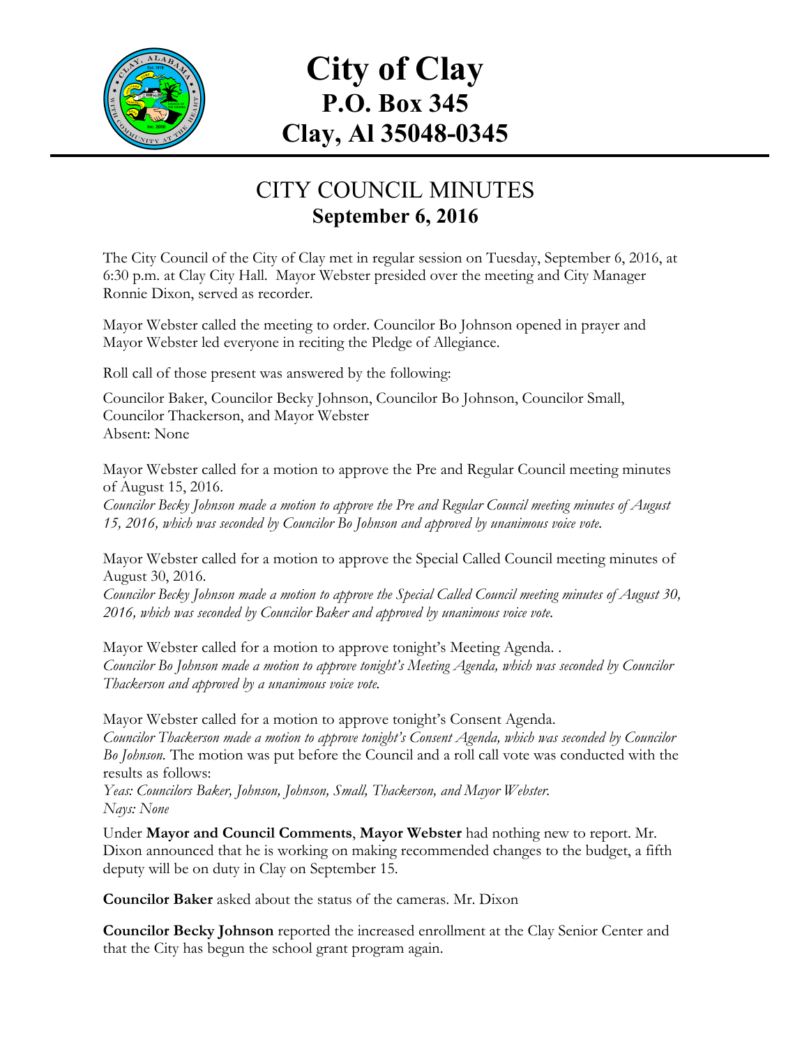# City of Clay
## P.O. Box 345
## Clay, Al 35048-0345

## CITY COUNCIL MINUTES
### September 6, 2016

The City Council of the City of Clay met in regular session on Tuesday, September 6, 2016, at 6:30 p.m. at Clay City Hall. Mayor Webster presided over the meeting and City Manager Ronnie Dixon, served as recorder.

Mayor Webster called the meeting to order. Councilor Bo Johnson opened in prayer and Mayor Webster led everyone in reciting the Pledge of Allegiance.

Roll call of those present was answered by the following:

Councilor Baker, Councilor Becky Johnson, Councilor Bo Johnson, Councilor Small, Councilor Thackerson, and Mayor Webster
Absent: None

Mayor Webster called for a motion to approve the Pre and Regular Council meeting minutes of August 15, 2016.
*Councilor Becky Johnson made a motion to approve the Pre and Regular Council meeting minutes of August 15, 2016, which was seconded by Councilor Bo Johnson and approved by unanimous voice vote.*

Mayor Webster called for a motion to approve the Special Called Council meeting minutes of August 30, 2016.
*Councilor Becky Johnson made a motion to approve the Special Called Council meeting minutes of August 30, 2016, which was seconded by Councilor Baker and approved by unanimous voice vote.*

Mayor Webster called for a motion to approve tonight's Meeting Agenda. .
*Councilor Bo Johnson made a motion to approve tonight's Meeting Agenda, which was seconded by Councilor Thackerson and approved by a unanimous voice vote.*

Mayor Webster called for a motion to approve tonight's Consent Agenda.
*Councilor Thackerson made a motion to approve tonight's Consent Agenda, which was seconded by Councilor Bo Johnson.* The motion was put before the Council and a roll call vote was conducted with the results as follows:
*Yeas: Councilors Baker, Johnson, Johnson, Small, Thackerson, and Mayor Webster.*
*Nays: None*

Under **Mayor and Council Comments**, **Mayor Webster** had nothing new to report. Mr. Dixon announced that he is working on making recommended changes to the budget, a fifth deputy will be on duty in Clay on September 15.

**Councilor Baker** asked about the status of the cameras. Mr. Dixon

**Councilor Becky Johnson** reported the increased enrollment at the Clay Senior Center and that the City has begun the school grant program again.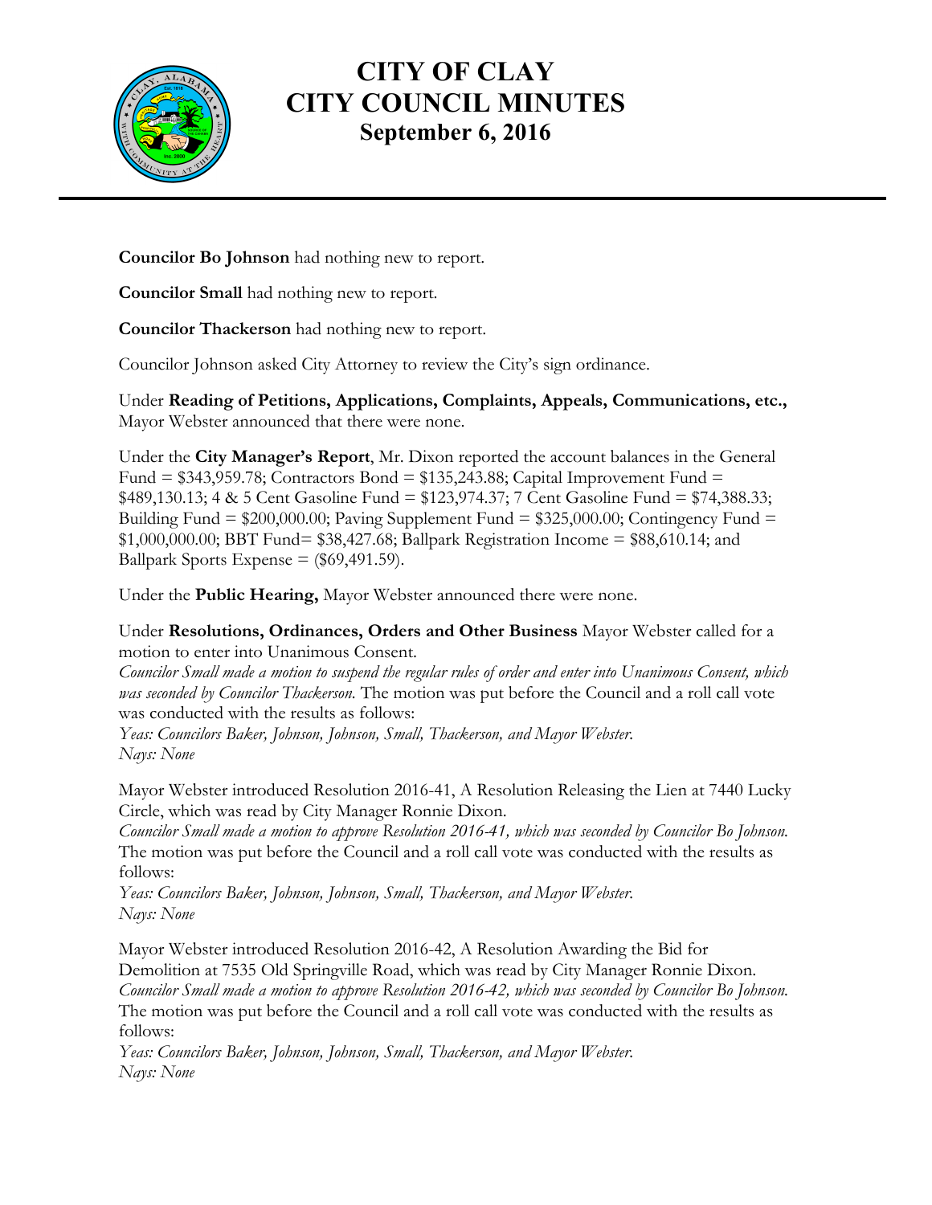**Councilor Bo Johnson** had nothing new to report.

**Councilor Small** had nothing new to report.

**Councilor Thackerson** had nothing new to report.

Councilor Johnson asked City Attorney to review the City's sign ordinance.

Under **Reading of Petitions, Applications, Complaints, Appeals, Communications, etc.,** Mayor Webster announced that there were none.

Under the **City Manager's Report**, Mr. Dixon reported the account balances in the General Fund = $343,959.78; Contractors Bond = $135,243.88; Capital Improvement Fund = $489,130.13; 4 & 5 Cent Gasoline Fund = $123,974.37; 7 Cent Gasoline Fund = $74,388.33; Building Fund = $200,000.00; Paving Supplement Fund = $325,000.00; Contingency Fund = $1,000,000.00; BBT Fund= $38,427.68; Ballpark Registration Income = $88,610.14; and Ballpark Sports Expense = ($69,491.59).

Under the **Public Hearing,** Mayor Webster announced there were none.

Under **Resolutions, Ordinances, Orders and Other Business** Mayor Webster called for a motion to enter into Unanimous Consent.
*Councilor Small made a motion to suspend the regular rules of order and enter into Unanimous Consent, which was seconded by Councilor Thackerson.* The motion was put before the Council and a roll call vote was conducted with the results as follows:
*Yeas: Councilors Baker, Johnson, Johnson, Small, Thackerson, and Mayor Webster.*
*Nays: None*

Mayor Webster introduced Resolution 2016-41, A Resolution Releasing the Lien at 7440 Lucky Circle, which was read by City Manager Ronnie Dixon.
*Councilor Small made a motion to approve Resolution 2016-41, which was seconded by Councilor Bo Johnson.* The motion was put before the Council and a roll call vote was conducted with the results as follows:
*Yeas: Councilors Baker, Johnson, Johnson, Small, Thackerson, and Mayor Webster.*
*Nays: None*

Mayor Webster introduced Resolution 2016-42, A Resolution Awarding the Bid for Demolition at 7535 Old Springville Road, which was read by City Manager Ronnie Dixon.
*Councilor Small made a motion to approve Resolution 2016-42, which was seconded by Councilor Bo Johnson.* The motion was put before the Council and a roll call vote was conducted with the results as follows:
*Yeas: Councilors Baker, Johnson, Johnson, Small, Thackerson, and Mayor Webster.*
*Nays: None*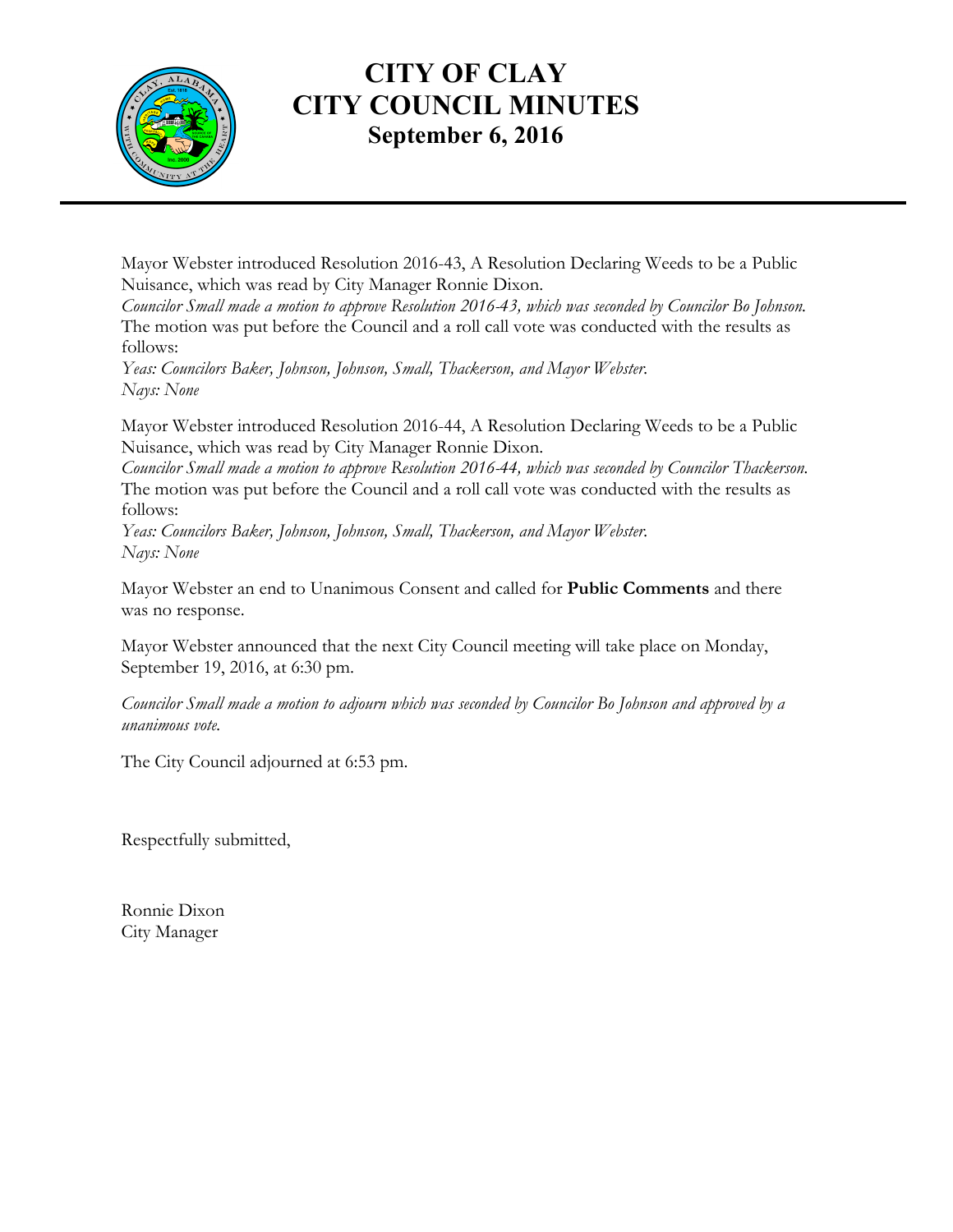# CITY OF CLAY
# CITY COUNCIL MINUTES
## September 6, 2016

Mayor Webster introduced Resolution 2016-43, A Resolution Declaring Weeds to be a Public Nuisance, which was read by City Manager Ronnie Dixon.

*Councilor Small made a motion to approve Resolution 2016-43, which was seconded by Councilor Bo Johnson.* The motion was put before the Council and a roll call vote was conducted with the results as follows:

*Yeas: Councilors Baker, Johnson, Johnson, Small, Thackerson, and Mayor Webster.*
*Nays: None*

Mayor Webster introduced Resolution 2016-44, A Resolution Declaring Weeds to be a Public Nuisance, which was read by City Manager Ronnie Dixon.

*Councilor Small made a motion to approve Resolution 2016-44, which was seconded by Councilor Thackerson.* The motion was put before the Council and a roll call vote was conducted with the results as follows:

*Yeas: Councilors Baker, Johnson, Johnson, Small, Thackerson, and Mayor Webster.*
*Nays: None*

Mayor Webster an end to Unanimous Consent and called for **Public Comments** and there was no response.

Mayor Webster announced that the next City Council meeting will take place on Monday, September 19, 2016, at 6:30 pm.

*Councilor Small made a motion to adjourn which was seconded by Councilor Bo Johnson and approved by a unanimous vote.*

The City Council adjourned at 6:53 pm.

Respectfully submitted,

Ronnie Dixon
City Manager